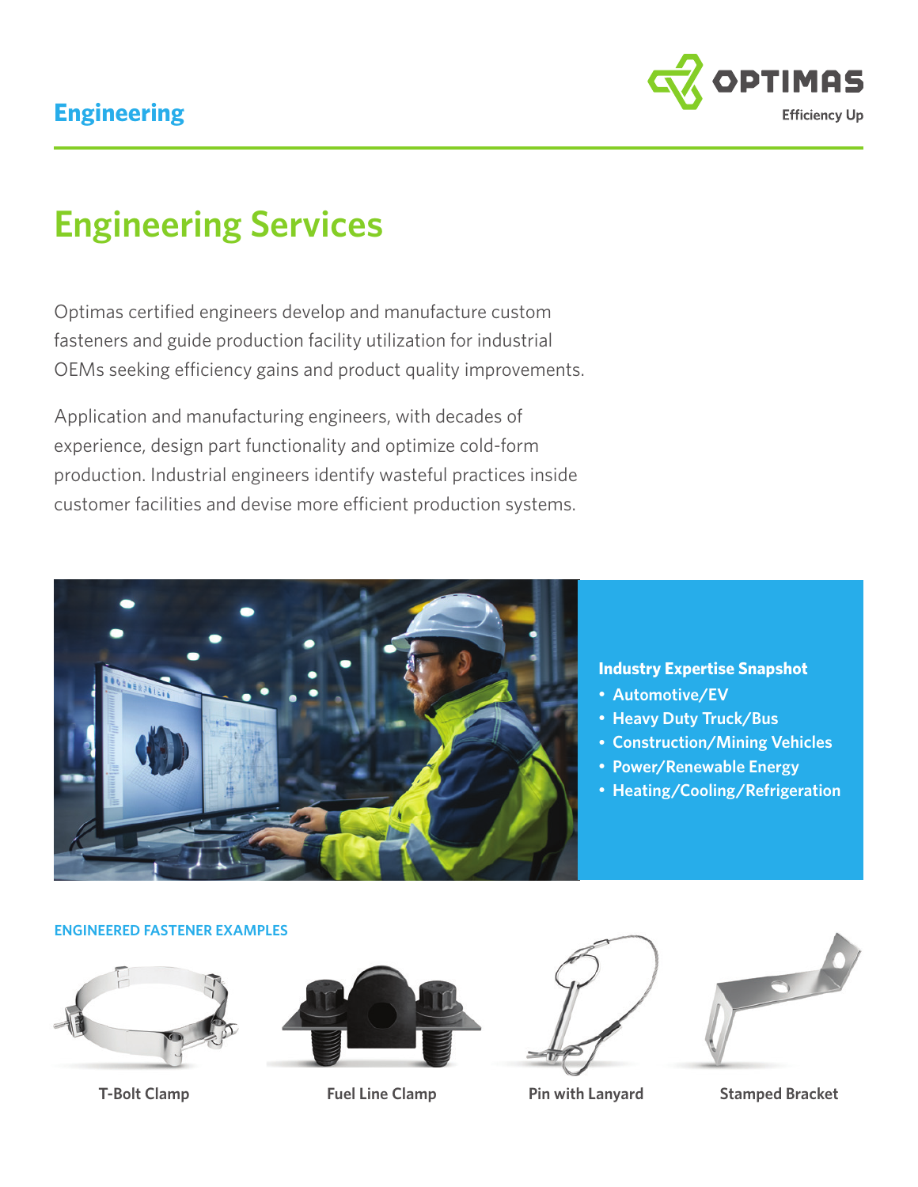Engineering

# Engineering Services

Optimas certified engineers develop and manufacture custom fasteners and guide production facility utilization for industrial OEMs seeking efficiency gains and product quality improvements.

Application and manufacturing engineers, with decades of experience, design part functionality and optimize cold-form production. Industrial engineers identify wasteful practices inside customer facilities and devise more efficient production systems.

**Industry Expertise Snapshot**

- Automotive/EV
- Heavy Duty Truck/Bus
- Construction/Mining Vehicles
- Power/Renewable Energy
- Heating/Cooling/Refrigeration

**ENGINEERED FASTENER EXAMPLES**

T-Bolt Clamp

Fuel Line Clamp

Pin with Lanyard

Stamped Bracket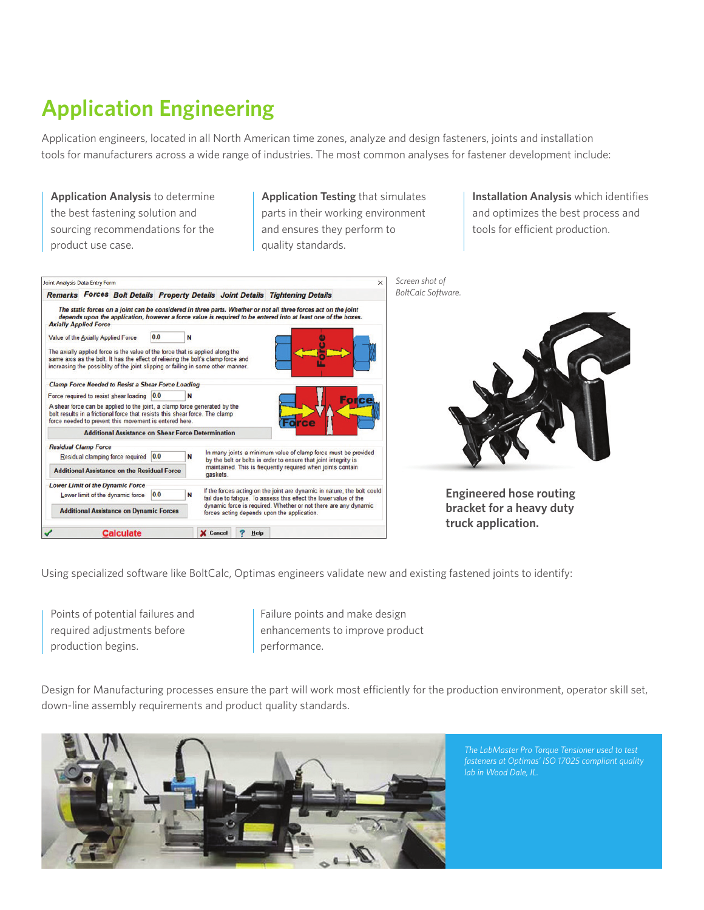# Application Engineering

Application engineers, located in all North American time zones, analyze and design fasteners, joints and installation tools for manufacturers across a wide range of industries. The most common analyses for fastener development include:

**Application Analysis** to determine the best fastening solution and sourcing recommendations for the product use case.

**Application Testing** that simulates parts in their working environment and ensures they perform to quality standards.

**Installation Analysis** which identifies and optimizes the best process and tools for efficient production.

*Screen shot of BoltCalc Software.*

**Engineered hose routing bracket for a heavy duty truck application.**

Using specialized software like BoltCalc, Optimas engineers validate new and existing fastened joints to identify:

Points of potential failures and required adjustments before production begins.

Failure points and make design enhancements to improve product performance.

Design for Manufacturing processes ensure the part will work most efficiently for the production environment, operator skill set, down-line assembly requirements and product quality standards.

*The LabMaster Pro Torque Tensioner used to test fasteners at Optimas' ISO 17025 compliant quality lab in Wood Dale, IL.*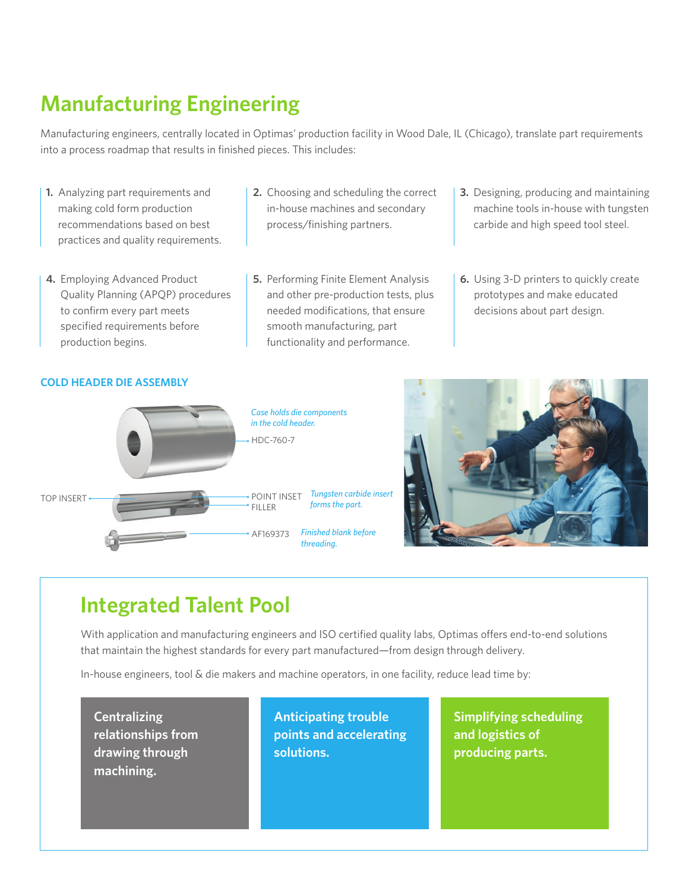# Manufacturing Engineering

Manufacturing engineers, centrally located in Optimas' production facility in Wood Dale, IL (Chicago), translate part requirements into a process roadmap that results in finished pieces. This includes:

1. Analyzing part requirements and making cold form production recommendations based on best practices and quality requirements.
2. Choosing and scheduling the correct in-house machines and secondary process/finishing partners.
3. Designing, producing and maintaining machine tools in-house with tungsten carbide and high speed tool steel.
4. Employing Advanced Product Quality Planning (APQP) procedures to confirm every part meets specified requirements before production begins.
5. Performing Finite Element Analysis and other pre-production tests, plus needed modifications, that ensure smooth manufacturing, part functionality and performance.
6. Using 3-D printers to quickly create prototypes and make educated decisions about part design.

**COLD HEADER DIE ASSEMBLY**

HDC-760-7 — *Case holds die components in the cold header.*

TOP INSERT

POINT INSET
FILLER — *Tungsten carbide insert forms the part.*

AF169373 — *Finished blank before threading.*

# Integrated Talent Pool

With application and manufacturing engineers and ISO certified quality labs, Optimas offers end-to-end solutions that maintain the highest standards for every part manufactured—from design through delivery.

In-house engineers, tool & die makers and machine operators, in one facility, reduce lead time by:

- **Centralizing relationships from drawing through machining.**
- **Anticipating trouble points and accelerating solutions.**
- **Simplifying scheduling and logistics of producing parts.**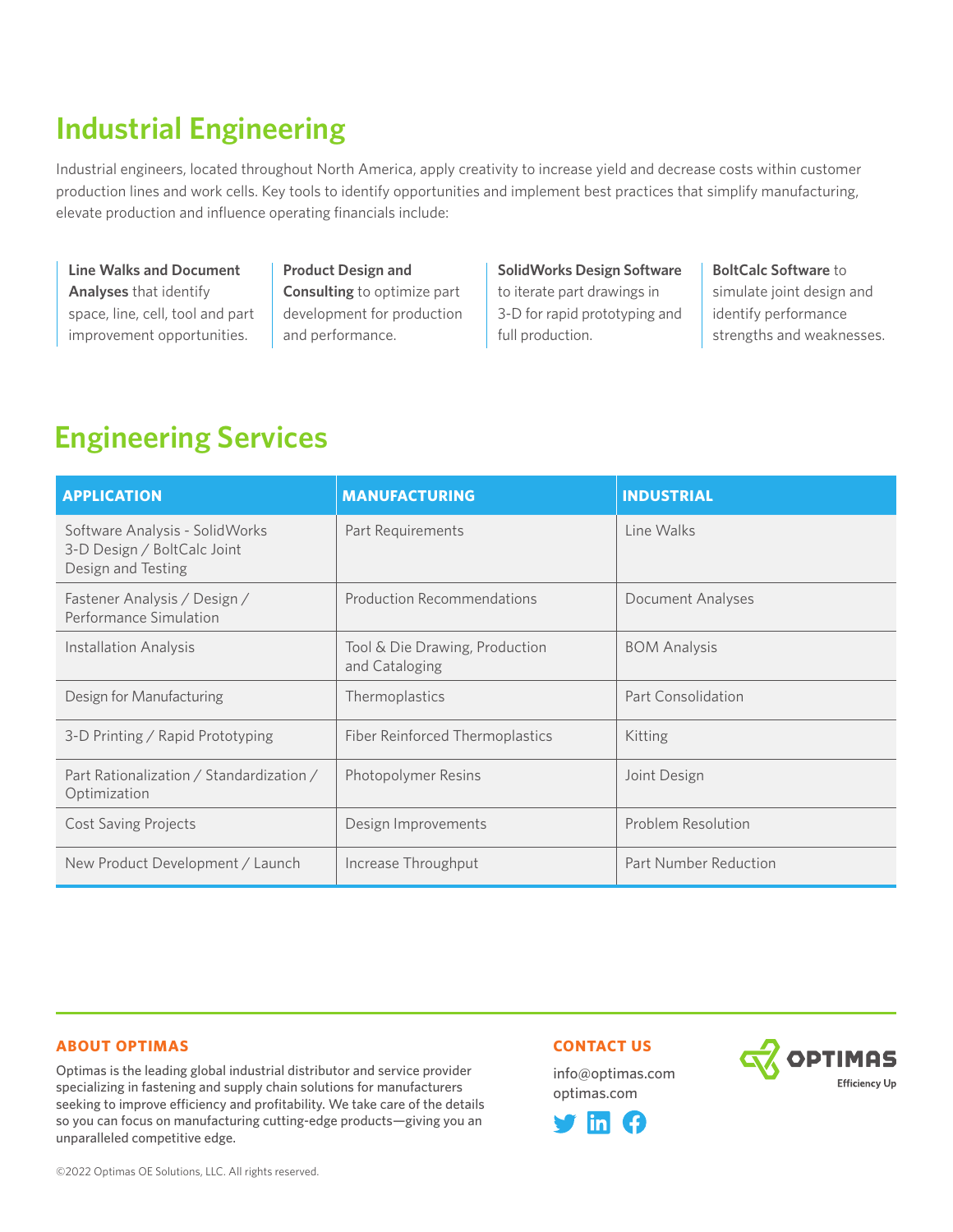## Industrial Engineering

Industrial engineers, located throughout North America, apply creativity to increase yield and decrease costs within customer production lines and work cells. Key tools to identify opportunities and implement best practices that simplify manufacturing, elevate production and influence operating financials include:

**Line Walks and Document Analyses** that identify space, line, cell, tool and part improvement opportunities.

**Product Design and Consulting** to optimize part development for production and performance.

**SolidWorks Design Software** to iterate part drawings in 3-D for rapid prototyping and full production.

**BoltCalc Software** to simulate joint design and identify performance strengths and weaknesses.

## Engineering Services

| APPLICATION | MANUFACTURING | INDUSTRIAL |
| --- | --- | --- |
| Software Analysis - SolidWorks 3-D Design / BoltCalc Joint Design and Testing | Part Requirements | Line Walks |
| Fastener Analysis / Design / Performance Simulation | Production Recommendations | Document Analyses |
| Installation Analysis | Tool & Die Drawing, Production and Cataloging | BOM Analysis |
| Design for Manufacturing | Thermoplastics | Part Consolidation |
| 3-D Printing / Rapid Prototyping | Fiber Reinforced Thermoplastics | Kitting |
| Part Rationalization / Standardization / Optimization | Photopolymer Resins | Joint Design |
| Cost Saving Projects | Design Improvements | Problem Resolution |
| New Product Development / Launch | Increase Throughput | Part Number Reduction |

### ABOUT OPTIMAS

Optimas is the leading global industrial distributor and service provider specializing in fastening and supply chain solutions for manufacturers seeking to improve efficiency and profitability. We take care of the details so you can focus on manufacturing cutting-edge products—giving you an unparalleled competitive edge.

### CONTACT US

info@optimas.com
optimas.com

OPTIMAS
Efficiency Up

©2022 Optimas OE Solutions, LLC. All rights reserved.